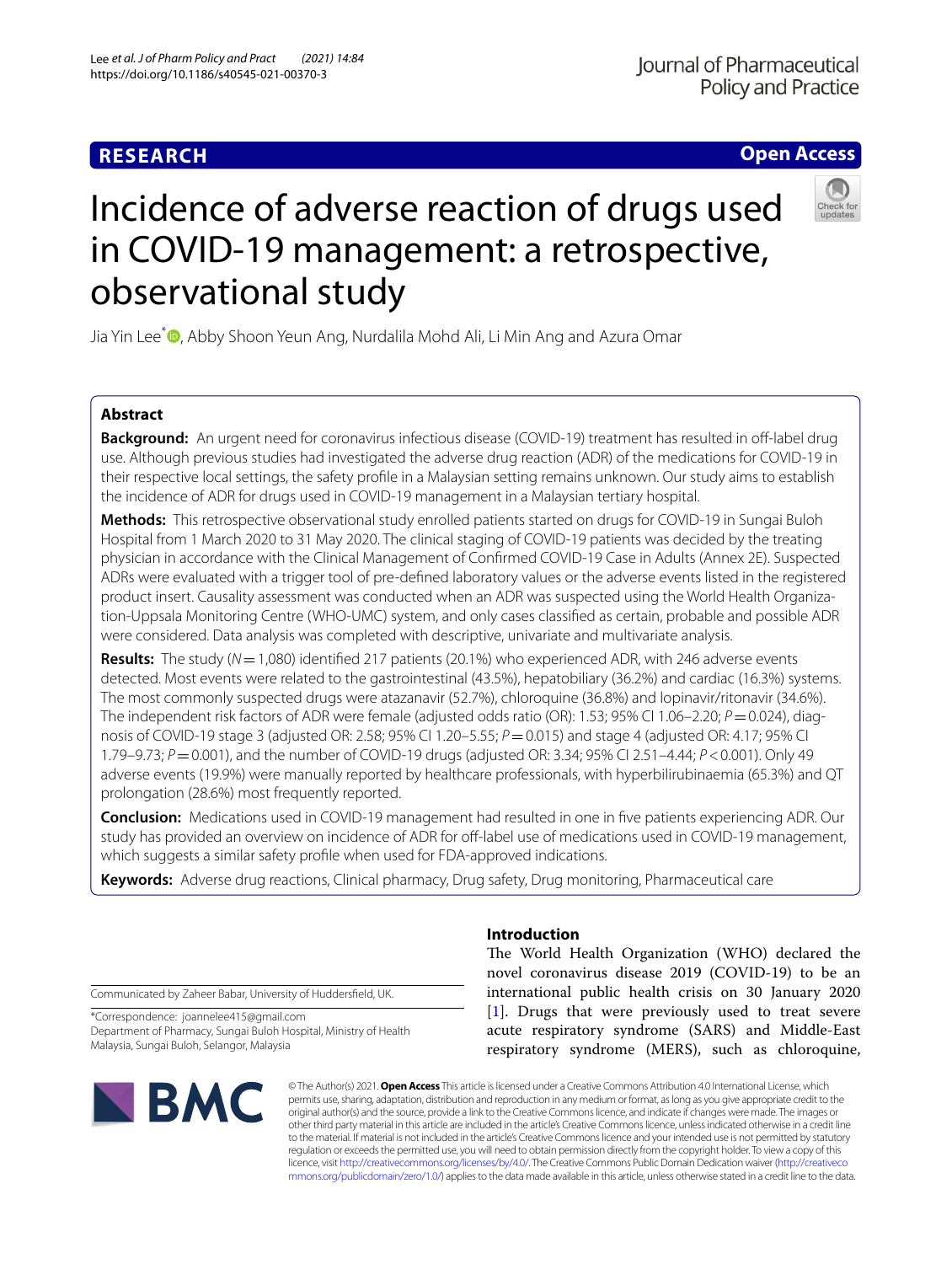**RESEARCH** **Open Access**

# Incidence of adverse reaction of drugs used in COVID-19 management: a retrospective, observational study

Jia Yin Lee*, Abby Shoon Yeun Ang, Nurdalila Mohd Ali, Li Min Ang and Azura Omar

## Abstract

**Background:** An urgent need for coronavirus infectious disease (COVID-19) treatment has resulted in off-label drug use. Although previous studies had investigated the adverse drug reaction (ADR) of the medications for COVID-19 in their respective local settings, the safety profile in a Malaysian setting remains unknown. Our study aims to establish the incidence of ADR for drugs used in COVID-19 management in a Malaysian tertiary hospital.

**Methods:** This retrospective observational study enrolled patients started on drugs for COVID-19 in Sungai Buloh Hospital from 1 March 2020 to 31 May 2020. The clinical staging of COVID-19 patients was decided by the treating physician in accordance with the Clinical Management of Confirmed COVID-19 Case in Adults (Annex 2E). Suspected ADRs were evaluated with a trigger tool of pre-defined laboratory values or the adverse events listed in the registered product insert. Causality assessment was conducted when an ADR was suspected using the World Health Organization-Uppsala Monitoring Centre (WHO-UMC) system, and only cases classified as certain, probable and possible ADR were considered. Data analysis was completed with descriptive, univariate and multivariate analysis.

**Results:** The study ($N$ = 1,080) identified 217 patients (20.1%) who experienced ADR, with 246 adverse events detected. Most events were related to the gastrointestinal (43.5%), hepatobiliary (36.2%) and cardiac (16.3%) systems. The most commonly suspected drugs were atazanavir (52.7%), chloroquine (36.8%) and lopinavir/ritonavir (34.6%). The independent risk factors of ADR were female (adjusted odds ratio (OR): 1.53; 95% CI 1.06–2.20; $P$ = 0.024), diagnosis of COVID-19 stage 3 (adjusted OR: 2.58; 95% CI 1.20–5.55; $P$ = 0.015) and stage 4 (adjusted OR: 4.17; 95% CI 1.79–9.73; $P$ = 0.001), and the number of COVID-19 drugs (adjusted OR: 3.34; 95% CI 2.51–4.44; $P$ < 0.001). Only 49 adverse events (19.9%) were manually reported by healthcare professionals, with hyperbilirubinaemia (65.3%) and QT prolongation (28.6%) most frequently reported.

**Conclusion:** Medications used in COVID-19 management had resulted in one in five patients experiencing ADR. Our study has provided an overview on incidence of ADR for off-label use of medications used in COVID-19 management, which suggests a similar safety profile when used for FDA-approved indications.

**Keywords:** Adverse drug reactions, Clinical pharmacy, Drug safety, Drug monitoring, Pharmaceutical care

## Introduction

The World Health Organization (WHO) declared the novel coronavirus disease 2019 (COVID-19) to be an international public health crisis on 30 January 2020 [1]. Drugs that were previously used to treat severe acute respiratory syndrome (SARS) and Middle-East respiratory syndrome (MERS), such as chloroquine,

Communicated by Zaheer Babar, University of Huddersfield, UK.

*Correspondence: joannelee415@gmail.com
Department of Pharmacy, Sungai Buloh Hospital, Ministry of Health Malaysia, Sungai Buloh, Selangor, Malaysia

© The Author(s) 2021. **Open Access** This article is licensed under a Creative Commons Attribution 4.0 International License, which permits use, sharing, adaptation, distribution and reproduction in any medium or format, as long as you give appropriate credit to the original author(s) and the source, provide a link to the Creative Commons licence, and indicate if changes were made. The images or other third party material in this article are included in the article's Creative Commons licence, unless indicated otherwise in a credit line to the material. If material is not included in the article's Creative Commons licence and your intended use is not permitted by statutory regulation or exceeds the permitted use, you will need to obtain permission directly from the copyright holder. To view a copy of this licence, visit http://creativecommons.org/licenses/by/4.0/. The Creative Commons Public Domain Dedication waiver (http://creativecommons.org/publicdomain/zero/1.0/) applies to the data made available in this article, unless otherwise stated in a credit line to the data.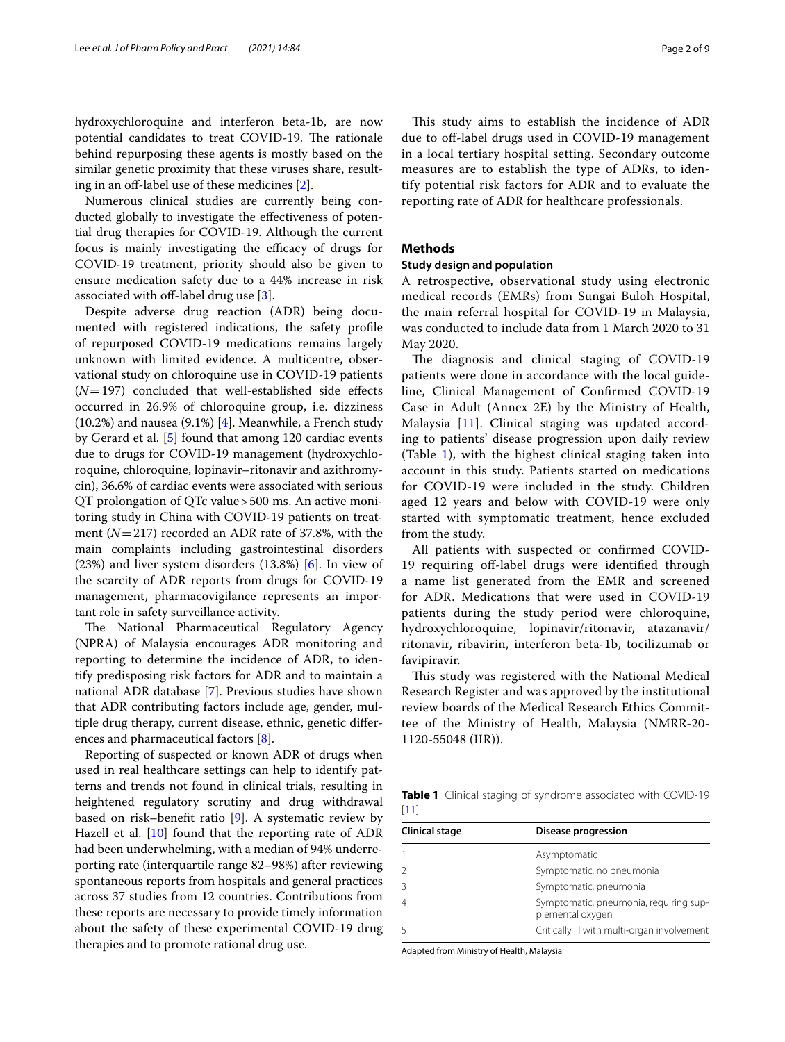hydroxychloroquine and interferon beta-1b, are now potential candidates to treat COVID-19. The rationale behind repurposing these agents is mostly based on the similar genetic proximity that these viruses share, resulting in an off-label use of these medicines [2].

Numerous clinical studies are currently being conducted globally to investigate the effectiveness of potential drug therapies for COVID-19. Although the current focus is mainly investigating the efficacy of drugs for COVID-19 treatment, priority should also be given to ensure medication safety due to a 44% increase in risk associated with off-label drug use [3].

Despite adverse drug reaction (ADR) being documented with registered indications, the safety profile of repurposed COVID-19 medications remains largely unknown with limited evidence. A multicentre, observational study on chloroquine use in COVID-19 patients ($N=197$) concluded that well-established side effects occurred in 26.9% of chloroquine group, i.e. dizziness (10.2%) and nausea (9.1%) [4]. Meanwhile, a French study by Gerard et al. [5] found that among 120 cardiac events due to drugs for COVID-19 management (hydroxychloroquine, chloroquine, lopinavir–ritonavir and azithromycin), 36.6% of cardiac events were associated with serious QT prolongation of QTc value > 500 ms. An active monitoring study in China with COVID-19 patients on treatment ($N=217$) recorded an ADR rate of 37.8%, with the main complaints including gastrointestinal disorders (23%) and liver system disorders (13.8%) [6]. In view of the scarcity of ADR reports from drugs for COVID-19 management, pharmacovigilance represents an important role in safety surveillance activity.

The National Pharmaceutical Regulatory Agency (NPRA) of Malaysia encourages ADR monitoring and reporting to determine the incidence of ADR, to identify predisposing risk factors for ADR and to maintain a national ADR database [7]. Previous studies have shown that ADR contributing factors include age, gender, multiple drug therapy, current disease, ethnic, genetic differences and pharmaceutical factors [8].

Reporting of suspected or known ADR of drugs when used in real healthcare settings can help to identify patterns and trends not found in clinical trials, resulting in heightened regulatory scrutiny and drug withdrawal based on risk–benefit ratio [9]. A systematic review by Hazell et al. [10] found that the reporting rate of ADR had been underwhelming, with a median of 94% underreporting rate (interquartile range 82–98%) after reviewing spontaneous reports from hospitals and general practices across 37 studies from 12 countries. Contributions from these reports are necessary to provide timely information about the safety of these experimental COVID-19 drug therapies and to promote rational drug use.

This study aims to establish the incidence of ADR due to off-label drugs used in COVID-19 management in a local tertiary hospital setting. Secondary outcome measures are to establish the type of ADRs, to identify potential risk factors for ADR and to evaluate the reporting rate of ADR for healthcare professionals.

## Methods

### Study design and population

A retrospective, observational study using electronic medical records (EMRs) from Sungai Buloh Hospital, the main referral hospital for COVID-19 in Malaysia, was conducted to include data from 1 March 2020 to 31 May 2020.

The diagnosis and clinical staging of COVID-19 patients were done in accordance with the local guideline, Clinical Management of Confirmed COVID-19 Case in Adult (Annex 2E) by the Ministry of Health, Malaysia [11]. Clinical staging was updated according to patients' disease progression upon daily review (Table 1), with the highest clinical staging taken into account in this study. Patients started on medications for COVID-19 were included in the study. Children aged 12 years and below with COVID-19 were only started with symptomatic treatment, hence excluded from the study.

All patients with suspected or confirmed COVID-19 requiring off-label drugs were identified through a name list generated from the EMR and screened for ADR. Medications that were used in COVID-19 patients during the study period were chloroquine, hydroxychloroquine, lopinavir/ritonavir, atazanavir/ritonavir, ribavirin, interferon beta-1b, tocilizumab or favipiravir.

This study was registered with the National Medical Research Register and was approved by the institutional review boards of the Medical Research Ethics Committee of the Ministry of Health, Malaysia (NMRR-20-1120-55048 (IIR)).

**Table 1** Clinical staging of syndrome associated with COVID-19 [11]

| Clinical stage | Disease progression |
|---|---|
| 1 | Asymptomatic |
| 2 | Symptomatic, no pneumonia |
| 3 | Symptomatic, pneumonia |
| 4 | Symptomatic, pneumonia, requiring supplemental oxygen |
| 5 | Critically ill with multi-organ involvement |

Adapted from Ministry of Health, Malaysia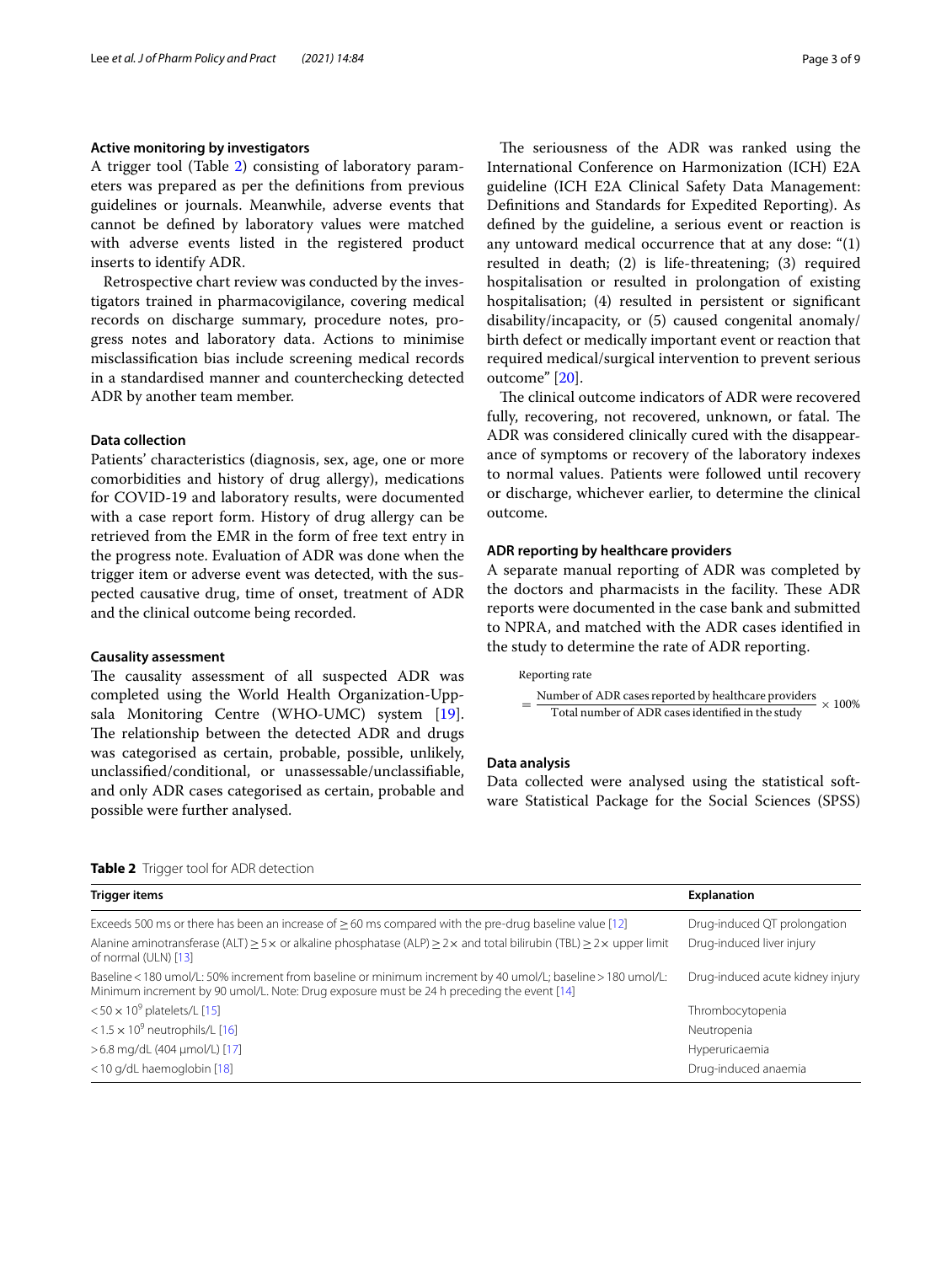### Active monitoring by investigators

A trigger tool (Table 2) consisting of laboratory parameters was prepared as per the definitions from previous guidelines or journals. Meanwhile, adverse events that cannot be defined by laboratory values were matched with adverse events listed in the registered product inserts to identify ADR.

Retrospective chart review was conducted by the investigators trained in pharmacovigilance, covering medical records on discharge summary, procedure notes, progress notes and laboratory data. Actions to minimise misclassification bias include screening medical records in a standardised manner and counterchecking detected ADR by another team member.

### Data collection

Patients' characteristics (diagnosis, sex, age, one or more comorbidities and history of drug allergy), medications for COVID-19 and laboratory results, were documented with a case report form. History of drug allergy can be retrieved from the EMR in the form of free text entry in the progress note. Evaluation of ADR was done when the trigger item or adverse event was detected, with the suspected causative drug, time of onset, treatment of ADR and the clinical outcome being recorded.

### Causality assessment

The causality assessment of all suspected ADR was completed using the World Health Organization-Uppsala Monitoring Centre (WHO-UMC) system [19]. The relationship between the detected ADR and drugs was categorised as certain, probable, possible, unlikely, unclassified/conditional, or unassessable/unclassifiable, and only ADR cases categorised as certain, probable and possible were further analysed.

The seriousness of the ADR was ranked using the International Conference on Harmonization (ICH) E2A guideline (ICH E2A Clinical Safety Data Management: Definitions and Standards for Expedited Reporting). As defined by the guideline, a serious event or reaction is any untoward medical occurrence that at any dose: "(1) resulted in death; (2) is life-threatening; (3) required hospitalisation or resulted in prolongation of existing hospitalisation; (4) resulted in persistent or significant disability/incapacity, or (5) caused congenital anomaly/birth defect or medically important event or reaction that required medical/surgical intervention to prevent serious outcome" [20].

The clinical outcome indicators of ADR were recovered fully, recovering, not recovered, unknown, or fatal. The ADR was considered clinically cured with the disappearance of symptoms or recovery of the laboratory indexes to normal values. Patients were followed until recovery or discharge, whichever earlier, to determine the clinical outcome.

### ADR reporting by healthcare providers

A separate manual reporting of ADR was completed by the doctors and pharmacists in the facility. These ADR reports were documented in the case bank and submitted to NPRA, and matched with the ADR cases identified in the study to determine the rate of ADR reporting.

$$\text{Reporting rate} = \frac{\text{Number of ADR cases reported by healthcare providers}}{\text{Total number of ADR cases identified in the study}} \times 100\%$$

### Data analysis

Data collected were analysed using the statistical software Statistical Package for the Social Sciences (SPSS)

**Table 2** Trigger tool for ADR detection

| Trigger items | Explanation |
|---|---|
| Exceeds 500 ms or there has been an increase of ≥ 60 ms compared with the pre-drug baseline value [12] | Drug-induced QT prolongation |
| Alanine aminotransferase (ALT) ≥ 5× or alkaline phosphatase (ALP) ≥ 2× and total bilirubin (TBL) ≥ 2× upper limit of normal (ULN) [13] | Drug-induced liver injury |
| Baseline < 180 umol/L: 50% increment from baseline or minimum increment by 40 umol/L; baseline > 180 umol/L: Minimum increment by 90 umol/L. Note: Drug exposure must be 24 h preceding the event [14] | Drug-induced acute kidney injury |
| $< 50 \times 10^9$ platelets/L [15] | Thrombocytopenia |
| $< 1.5 \times 10^9$ neutrophils/L [16] | Neutropenia |
| > 6.8 mg/dL (404 μmol/L) [17] | Hyperuricaemia |
| < 10 g/dL haemoglobin [18] | Drug-induced anaemia |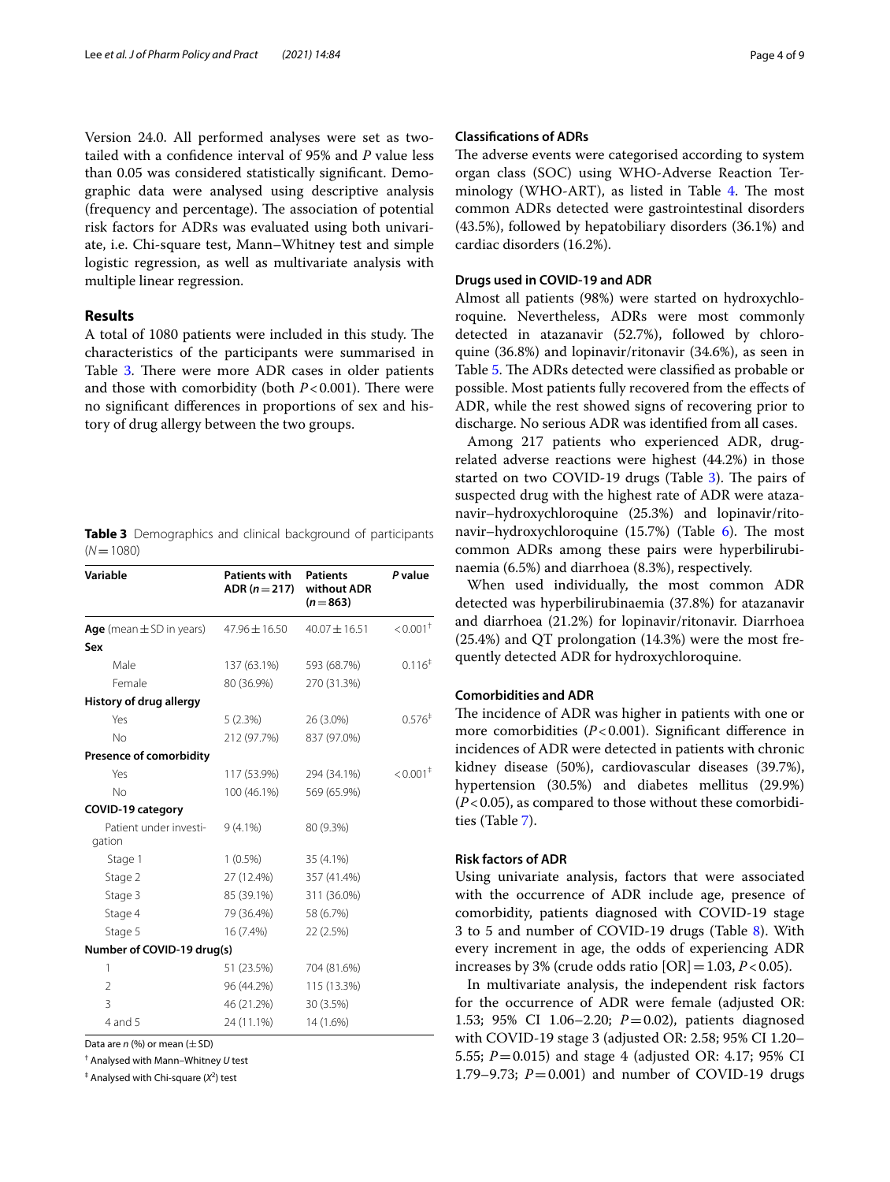Version 24.0. All performed analyses were set as two-tailed with a confidence interval of 95% and *P* value less than 0.05 was considered statistically significant. Demographic data were analysed using descriptive analysis (frequency and percentage). The association of potential risk factors for ADRs was evaluated using both univariate, i.e. Chi-square test, Mann–Whitney test and simple logistic regression, as well as multivariate analysis with multiple linear regression.

## Results

A total of 1080 patients were included in this study. The characteristics of the participants were summarised in Table 3. There were more ADR cases in older patients and those with comorbidity (both $P<0.001$). There were no significant differences in proportions of sex and history of drug allergy between the two groups.

**Table 3** Demographics and clinical background of participants ($N=1080$)

| Variable | Patients with ADR ($n=217$) | Patients without ADR ($n=863$) | *P* value |
|---|---|---|---|
| **Age** (mean ± SD in years) | 47.96 ± 16.50 | 40.07 ± 16.51 | <0.001[†] |
| **Sex** | | | |
| Male | 137 (63.1%) | 593 (68.7%) | 0.116[‡] |
| Female | 80 (36.9%) | 270 (31.3%) | |
| **History of drug allergy** | | | |
| Yes | 5 (2.3%) | 26 (3.0%) | 0.576[‡] |
| No | 212 (97.7%) | 837 (97.0%) | |
| **Presence of comorbidity** | | | |
| Yes | 117 (53.9%) | 294 (34.1%) | <0.001[‡] |
| No | 100 (46.1%) | 569 (65.9%) | |
| **COVID-19 category** | | | |
| Patient under investigation | 9 (4.1%) | 80 (9.3%) | |
| Stage 1 | 1 (0.5%) | 35 (4.1%) | |
| Stage 2 | 27 (12.4%) | 357 (41.4%) | |
| Stage 3 | 85 (39.1%) | 311 (36.0%) | |
| Stage 4 | 79 (36.4%) | 58 (6.7%) | |
| Stage 5 | 16 (7.4%) | 22 (2.5%) | |
| **Number of COVID-19 drug(s)** | | | |
| 1 | 51 (23.5%) | 704 (81.6%) | |
| 2 | 96 (44.2%) | 115 (13.3%) | |
| 3 | 46 (21.2%) | 30 (3.5%) | |
| 4 and 5 | 24 (11.1%) | 14 (1.6%) | |

Data are *n* (%) or mean (± SD)

[†] Analysed with Mann–Whitney *U* test

[‡] Analysed with Chi-square ($X^2$) test

### Classifications of ADRs

The adverse events were categorised according to system organ class (SOC) using WHO-Adverse Reaction Terminology (WHO-ART), as listed in Table 4. The most common ADRs detected were gastrointestinal disorders (43.5%), followed by hepatobiliary disorders (36.1%) and cardiac disorders (16.2%).

### Drugs used in COVID-19 and ADR

Almost all patients (98%) were started on hydroxychloroquine. Nevertheless, ADRs were most commonly detected in atazanavir (52.7%), followed by chloroquine (36.8%) and lopinavir/ritonavir (34.6%), as seen in Table 5. The ADRs detected were classified as probable or possible. Most patients fully recovered from the effects of ADR, while the rest showed signs of recovering prior to discharge. No serious ADR was identified from all cases.

Among 217 patients who experienced ADR, drug-related adverse reactions were highest (44.2%) in those started on two COVID-19 drugs (Table 3). The pairs of suspected drug with the highest rate of ADR were atazanavir–hydroxychloroquine (25.3%) and lopinavir/ritonavir–hydroxychloroquine (15.7%) (Table 6). The most common ADRs among these pairs were hyperbilirubinaemia (6.5%) and diarrhoea (8.3%), respectively.

When used individually, the most common ADR detected was hyperbilirubinaemia (37.8%) for atazanavir and diarrhoea (21.2%) for lopinavir/ritonavir. Diarrhoea (25.4%) and QT prolongation (14.3%) were the most frequently detected ADR for hydroxychloroquine.

### Comorbidities and ADR

The incidence of ADR was higher in patients with one or more comorbidities ($P<0.001$). Significant difference in incidences of ADR were detected in patients with chronic kidney disease (50%), cardiovascular diseases (39.7%), hypertension (30.5%) and diabetes mellitus (29.9%) ($P<0.05$), as compared to those without these comorbidities (Table 7).

### Risk factors of ADR

Using univariate analysis, factors that were associated with the occurrence of ADR include age, presence of comorbidity, patients diagnosed with COVID-19 stage 3 to 5 and number of COVID-19 drugs (Table 8). With every increment in age, the odds of experiencing ADR increases by 3% (crude odds ratio [OR] = 1.03, $P<0.05$).

In multivariate analysis, the independent risk factors for the occurrence of ADR were female (adjusted OR: 1.53; 95% CI 1.06–2.20; $P=0.02$), patients diagnosed with COVID-19 stage 3 (adjusted OR: 2.58; 95% CI 1.20–5.55; $P=0.015$) and stage 4 (adjusted OR: 4.17; 95% CI 1.79–9.73; $P=0.001$) and number of COVID-19 drugs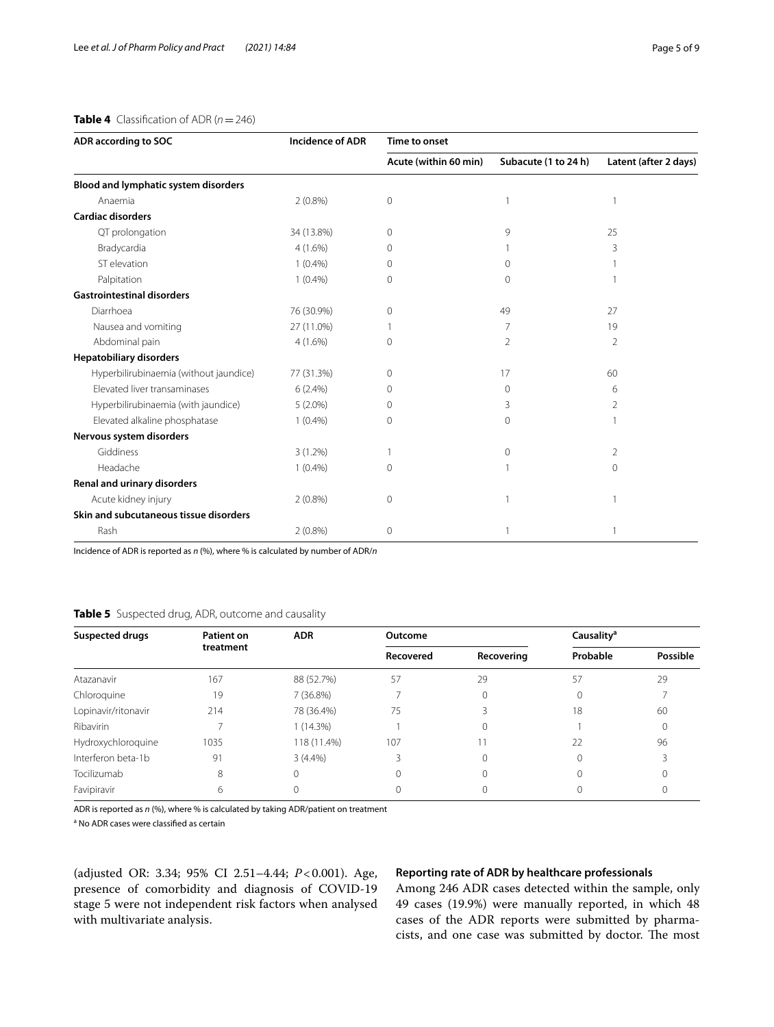**Table 4** Classification of ADR ($n = 246$)

| ADR according to SOC | Incidence of ADR | Time to onset | | |
|---|---|---|---|---|
| | | Acute (within 60 min) | Subacute (1 to 24 h) | Latent (after 2 days) |
| **Blood and lymphatic system disorders** | | | | |
| Anaemia | 2 (0.8%) | 0 | 1 | 1 |
| **Cardiac disorders** | | | | |
| QT prolongation | 34 (13.8%) | 0 | 9 | 25 |
| Bradycardia | 4 (1.6%) | 0 | 1 | 3 |
| ST elevation | 1 (0.4%) | 0 | 0 | 1 |
| Palpitation | 1 (0.4%) | 0 | 0 | 1 |
| **Gastrointestinal disorders** | | | | |
| Diarrhoea | 76 (30.9%) | 0 | 49 | 27 |
| Nausea and vomiting | 27 (11.0%) | 1 | 7 | 19 |
| Abdominal pain | 4 (1.6%) | 0 | 2 | 2 |
| **Hepatobiliary disorders** | | | | |
| Hyperbilirubinaemia (without jaundice) | 77 (31.3%) | 0 | 17 | 60 |
| Elevated liver transaminases | 6 (2.4%) | 0 | 0 | 6 |
| Hyperbilirubinaemia (with jaundice) | 5 (2.0%) | 0 | 3 | 2 |
| Elevated alkaline phosphatase | 1 (0.4%) | 0 | 0 | 1 |
| **Nervous system disorders** | | | | |
| Giddiness | 3 (1.2%) | 1 | 0 | 2 |
| Headache | 1 (0.4%) | 0 | 1 | 0 |
| **Renal and urinary disorders** | | | | |
| Acute kidney injury | 2 (0.8%) | 0 | 1 | 1 |
| **Skin and subcutaneous tissue disorders** | | | | |
| Rash | 2 (0.8%) | 0 | 1 | 1 |

Incidence of ADR is reported as *n* (%), where % is calculated by number of ADR/*n*

**Table 5** Suspected drug, ADR, outcome and causality

| Suspected drugs | Patient on treatment | ADR | Outcome | | Causality[a] | |
|---|---|---|---|---|---|---|
| | | | Recovered | Recovering | Probable | Possible |
| Atazanavir | 167 | 88 (52.7%) | 57 | 29 | 57 | 29 |
| Chloroquine | 19 | 7 (36.8%) | 7 | 0 | 0 | 7 |
| Lopinavir/ritonavir | 214 | 78 (36.4%) | 75 | 3 | 18 | 60 |
| Ribavirin | 7 | 1 (14.3%) | 1 | 0 | 1 | 0 |
| Hydroxychloroquine | 1035 | 118 (11.4%) | 107 | 11 | 22 | 96 |
| Interferon beta-1b | 91 | 3 (4.4%) | 3 | 0 | 0 | 3 |
| Tocilizumab | 8 | 0 | 0 | 0 | 0 | 0 |
| Favipiravir | 6 | 0 | 0 | 0 | 0 | 0 |

ADR is reported as *n* (%), where % is calculated by taking ADR/patient on treatment

[a] No ADR cases were classified as certain

(adjusted OR: 3.34; 95% CI 2.51–4.44; $P < 0.001$). Age, presence of comorbidity and diagnosis of COVID-19 stage 5 were not independent risk factors when analysed with multivariate analysis.

### Reporting rate of ADR by healthcare professionals

Among 246 ADR cases detected within the sample, only 49 cases (19.9%) were manually reported, in which 48 cases of the ADR reports were submitted by pharmacists, and one case was submitted by doctor. The most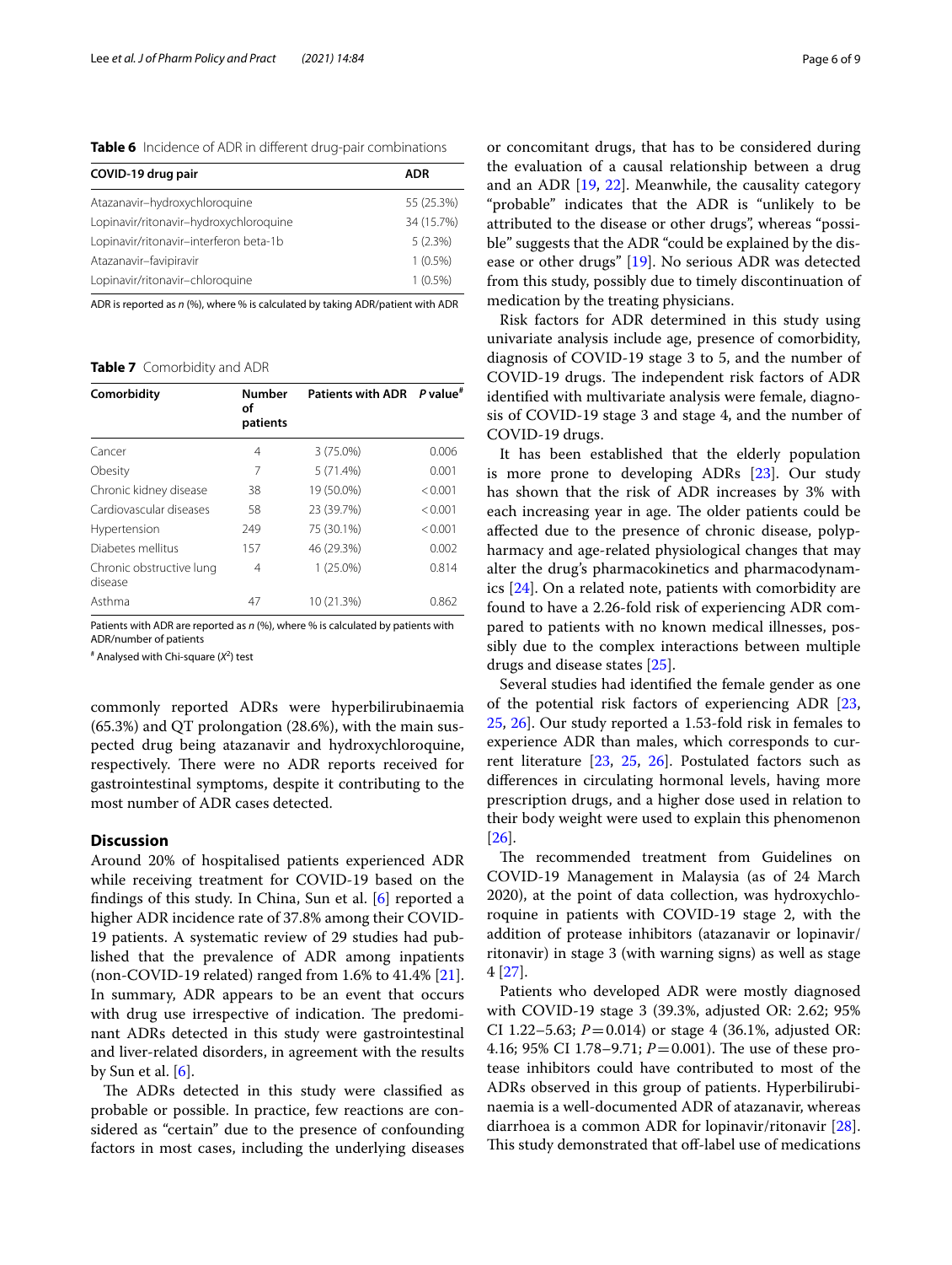**Table 6** Incidence of ADR in different drug-pair combinations

| COVID-19 drug pair | ADR |
|---|---|
| Atazanavir–hydroxychloroquine | 55 (25.3%) |
| Lopinavir/ritonavir–hydroxychloroquine | 34 (15.7%) |
| Lopinavir/ritonavir–interferon beta-1b | 5 (2.3%) |
| Atazanavir–favipiravir | 1 (0.5%) |
| Lopinavir/ritonavir–chloroquine | 1 (0.5%) |

ADR is reported as *n* (%), where % is calculated by taking ADR/patient with ADR

**Table 7** Comorbidity and ADR

| Comorbidity | Number of patients | Patients with ADR | *P* value[#] |
|---|---|---|---|
| Cancer | 4 | 3 (75.0%) | 0.006 |
| Obesity | 7 | 5 (71.4%) | 0.001 |
| Chronic kidney disease | 38 | 19 (50.0%) | < 0.001 |
| Cardiovascular diseases | 58 | 23 (39.7%) | < 0.001 |
| Hypertension | 249 | 75 (30.1%) | < 0.001 |
| Diabetes mellitus | 157 | 46 (29.3%) | 0.002 |
| Chronic obstructive lung disease | 4 | 1 (25.0%) | 0.814 |
| Asthma | 47 | 10 (21.3%) | 0.862 |

Patients with ADR are reported as *n* (%), where % is calculated by patients with ADR/number of patients

[#] Analysed with Chi-square ($X^2$) test

commonly reported ADRs were hyperbilirubinaemia (65.3%) and QT prolongation (28.6%), with the main suspected drug being atazanavir and hydroxychloroquine, respectively. There were no ADR reports received for gastrointestinal symptoms, despite it contributing to the most number of ADR cases detected.

## Discussion

Around 20% of hospitalised patients experienced ADR while receiving treatment for COVID-19 based on the findings of this study. In China, Sun et al. [6] reported a higher ADR incidence rate of 37.8% among their COVID-19 patients. A systematic review of 29 studies had published that the prevalence of ADR among inpatients (non-COVID-19 related) ranged from 1.6% to 41.4% [21]. In summary, ADR appears to be an event that occurs with drug use irrespective of indication. The predominant ADRs detected in this study were gastrointestinal and liver-related disorders, in agreement with the results by Sun et al. [6].

The ADRs detected in this study were classified as probable or possible. In practice, few reactions are considered as "certain" due to the presence of confounding factors in most cases, including the underlying diseases or concomitant drugs, that has to be considered during the evaluation of a causal relationship between a drug and an ADR [19, 22]. Meanwhile, the causality category "probable" indicates that the ADR is "unlikely to be attributed to the disease or other drugs", whereas "possible" suggests that the ADR "could be explained by the disease or other drugs" [19]. No serious ADR was detected from this study, possibly due to timely discontinuation of medication by the treating physicians.

Risk factors for ADR determined in this study using univariate analysis include age, presence of comorbidity, diagnosis of COVID-19 stage 3 to 5, and the number of COVID-19 drugs. The independent risk factors of ADR identified with multivariate analysis were female, diagnosis of COVID-19 stage 3 and stage 4, and the number of COVID-19 drugs.

It has been established that the elderly population is more prone to developing ADRs [23]. Our study has shown that the risk of ADR increases by 3% with each increasing year in age. The older patients could be affected due to the presence of chronic disease, polypharmacy and age-related physiological changes that may alter the drug's pharmacokinetics and pharmacodynamics [24]. On a related note, patients with comorbidity are found to have a 2.26-fold risk of experiencing ADR compared to patients with no known medical illnesses, possibly due to the complex interactions between multiple drugs and disease states [25].

Several studies had identified the female gender as one of the potential risk factors of experiencing ADR [23, 25, 26]. Our study reported a 1.53-fold risk in females to experience ADR than males, which corresponds to current literature [23, 25, 26]. Postulated factors such as differences in circulating hormonal levels, having more prescription drugs, and a higher dose used in relation to their body weight were used to explain this phenomenon [26].

The recommended treatment from Guidelines on COVID-19 Management in Malaysia (as of 24 March 2020), at the point of data collection, was hydroxychloroquine in patients with COVID-19 stage 2, with the addition of protease inhibitors (atazanavir or lopinavir/ritonavir) in stage 3 (with warning signs) as well as stage 4 [27].

Patients who developed ADR were mostly diagnosed with COVID-19 stage 3 (39.3%, adjusted OR: 2.62; 95% CI 1.22–5.63; $P = 0.014$) or stage 4 (36.1%, adjusted OR: 4.16; 95% CI 1.78–9.71; $P = 0.001$). The use of these protease inhibitors could have contributed to most of the ADRs observed in this group of patients. Hyperbilirubinaemia is a well-documented ADR of atazanavir, whereas diarrhoea is a common ADR for lopinavir/ritonavir [28]. This study demonstrated that off-label use of medications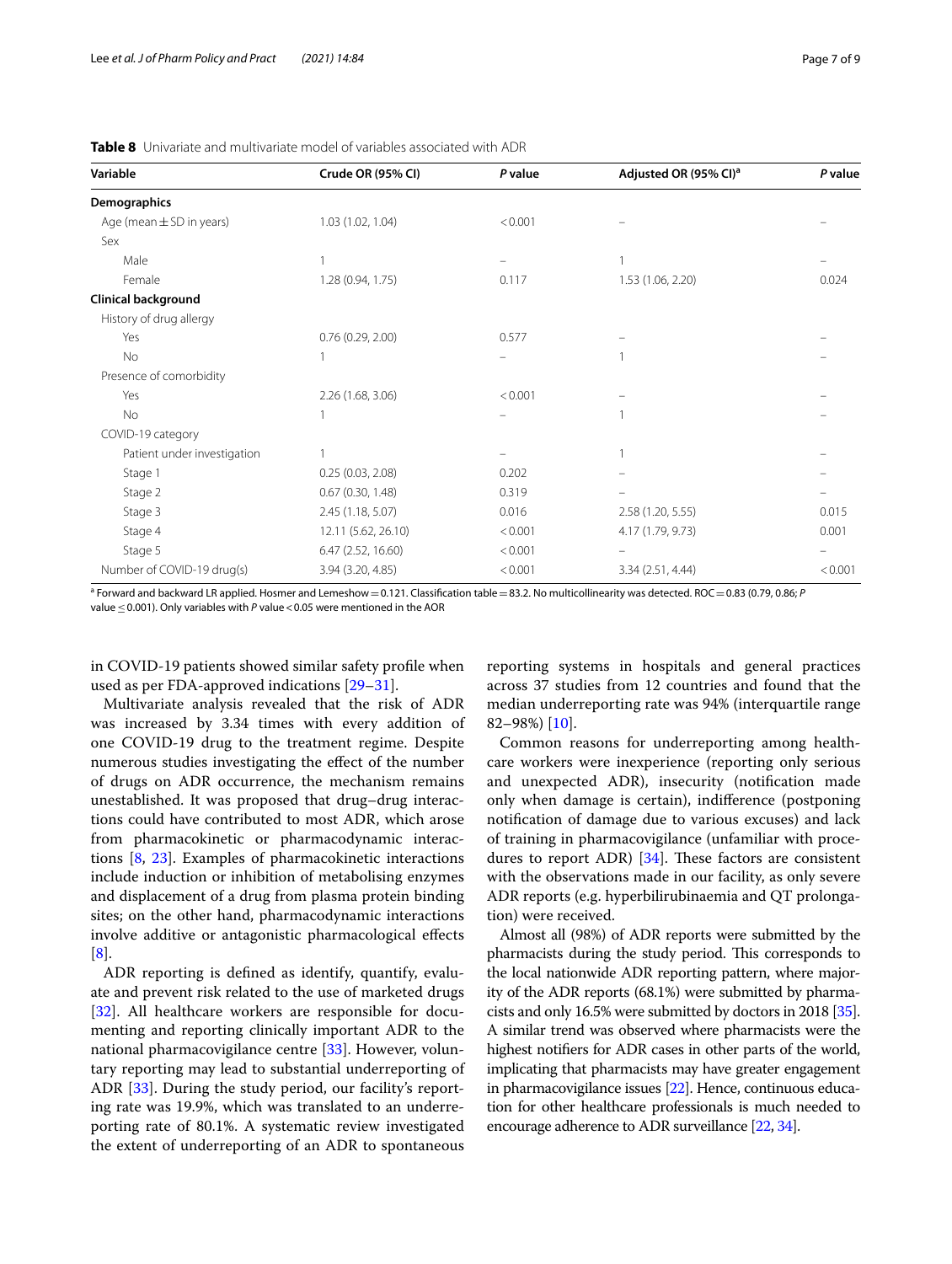**Table 8** Univariate and multivariate model of variables associated with ADR

| Variable | Crude OR (95% CI) | *P* value | Adjusted OR (95% CI)[a] | *P* value |
|---|---|---|---|---|
| **Demographics** | | | | |
| Age (mean ± SD in years) | 1.03 (1.02, 1.04) | < 0.001 | – | – |
| Sex | | | | |
| Male | 1 | – | 1 | – |
| Female | 1.28 (0.94, 1.75) | 0.117 | 1.53 (1.06, 2.20) | 0.024 |
| **Clinical background** | | | | |
| History of drug allergy | | | | |
| Yes | 0.76 (0.29, 2.00) | 0.577 | – | – |
| No | 1 | – | 1 | – |
| Presence of comorbidity | | | | |
| Yes | 2.26 (1.68, 3.06) | < 0.001 | – | – |
| No | 1 | – | 1 | – |
| COVID-19 category | | | | |
| Patient under investigation | 1 | – | 1 | – |
| Stage 1 | 0.25 (0.03, 2.08) | 0.202 | – | – |
| Stage 2 | 0.67 (0.30, 1.48) | 0.319 | – | – |
| Stage 3 | 2.45 (1.18, 5.07) | 0.016 | 2.58 (1.20, 5.55) | 0.015 |
| Stage 4 | 12.11 (5.62, 26.10) | < 0.001 | 4.17 (1.79, 9.73) | 0.001 |
| Stage 5 | 6.47 (2.52, 16.60) | < 0.001 | – | – |
| Number of COVID-19 drug(s) | 3.94 (3.20, 4.85) | < 0.001 | 3.34 (2.51, 4.44) | < 0.001 |

[a] Forward and backward LR applied. Hosmer and Lemeshow = 0.121. Classification table = 83.2. No multicollinearity was detected. ROC = 0.83 (0.79, 0.86; *P* value ≤ 0.001). Only variables with *P* value < 0.05 were mentioned in the AOR

in COVID-19 patients showed similar safety profile when used as per FDA-approved indications [29–31].

Multivariate analysis revealed that the risk of ADR was increased by 3.34 times with every addition of one COVID-19 drug to the treatment regime. Despite numerous studies investigating the effect of the number of drugs on ADR occurrence, the mechanism remains unestablished. It was proposed that drug–drug interactions could have contributed to most ADR, which arose from pharmacokinetic or pharmacodynamic interactions [8, 23]. Examples of pharmacokinetic interactions include induction or inhibition of metabolising enzymes and displacement of a drug from plasma protein binding sites; on the other hand, pharmacodynamic interactions involve additive or antagonistic pharmacological effects [8].

ADR reporting is defined as identify, quantify, evaluate and prevent risk related to the use of marketed drugs [32]. All healthcare workers are responsible for documenting and reporting clinically important ADR to the national pharmacovigilance centre [33]. However, voluntary reporting may lead to substantial underreporting of ADR [33]. During the study period, our facility's reporting rate was 19.9%, which was translated to an underreporting rate of 80.1%. A systematic review investigated the extent of underreporting of an ADR to spontaneous reporting systems in hospitals and general practices across 37 studies from 12 countries and found that the median underreporting rate was 94% (interquartile range 82–98%) [10].

Common reasons for underreporting among healthcare workers were inexperience (reporting only serious and unexpected ADR), insecurity (notification made only when damage is certain), indifference (postponing notification of damage due to various excuses) and lack of training in pharmacovigilance (unfamiliar with procedures to report ADR) [34]. These factors are consistent with the observations made in our facility, as only severe ADR reports (e.g. hyperbilirubinaemia and QT prolongation) were received.

Almost all (98%) of ADR reports were submitted by the pharmacists during the study period. This corresponds to the local nationwide ADR reporting pattern, where majority of the ADR reports (68.1%) were submitted by pharmacists and only 16.5% were submitted by doctors in 2018 [35]. A similar trend was observed where pharmacists were the highest notifiers for ADR cases in other parts of the world, implicating that pharmacists may have greater engagement in pharmacovigilance issues [22]. Hence, continuous education for other healthcare professionals is much needed to encourage adherence to ADR surveillance [22, 34].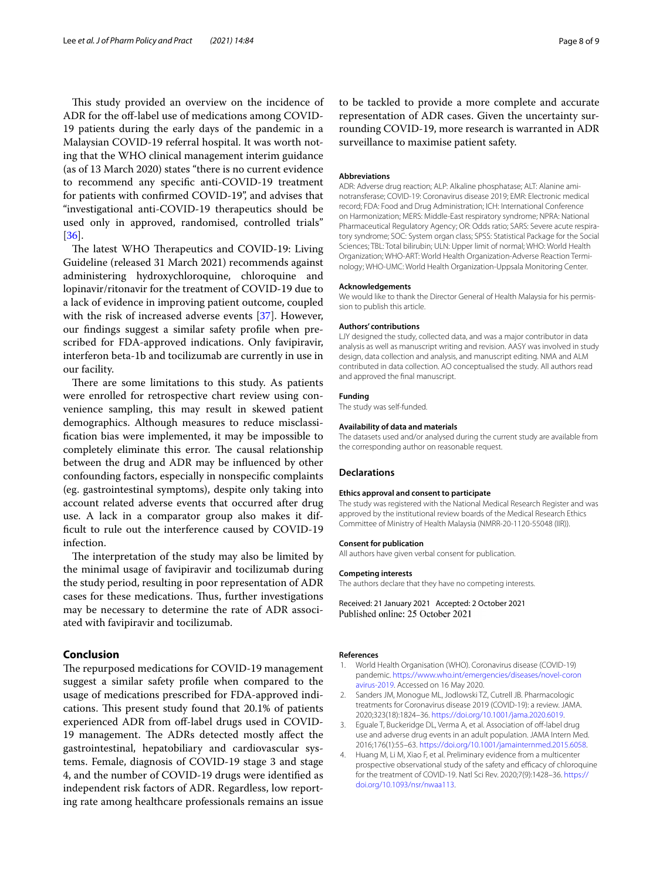This study provided an overview on the incidence of ADR for the off-label use of medications among COVID-19 patients during the early days of the pandemic in a Malaysian COVID-19 referral hospital. It was worth noting that the WHO clinical management interim guidance (as of 13 March 2020) states "there is no current evidence to recommend any specific anti-COVID-19 treatment for patients with confirmed COVID-19", and advises that "investigational anti-COVID-19 therapeutics should be used only in approved, randomised, controlled trials" [36].

The latest WHO Therapeutics and COVID-19: Living Guideline (released 31 March 2021) recommends against administering hydroxychloroquine, chloroquine and lopinavir/ritonavir for the treatment of COVID-19 due to a lack of evidence in improving patient outcome, coupled with the risk of increased adverse events [37]. However, our findings suggest a similar safety profile when prescribed for FDA-approved indications. Only favipiravir, interferon beta-1b and tocilizumab are currently in use in our facility.

There are some limitations to this study. As patients were enrolled for retrospective chart review using convenience sampling, this may result in skewed patient demographics. Although measures to reduce misclassification bias were implemented, it may be impossible to completely eliminate this error. The causal relationship between the drug and ADR may be influenced by other confounding factors, especially in nonspecific complaints (eg. gastrointestinal symptoms), despite only taking into account related adverse events that occurred after drug use. A lack in a comparator group also makes it difficult to rule out the interference caused by COVID-19 infection.

The interpretation of the study may also be limited by the minimal usage of favipiravir and tocilizumab during the study period, resulting in poor representation of ADR cases for these medications. Thus, further investigations may be necessary to determine the rate of ADR associated with favipiravir and tocilizumab.

## Conclusion

The repurposed medications for COVID-19 management suggest a similar safety profile when compared to the usage of medications prescribed for FDA-approved indications. This present study found that 20.1% of patients experienced ADR from off-label drugs used in COVID-19 management. The ADRs detected mostly affect the gastrointestinal, hepatobiliary and cardiovascular systems. Female, diagnosis of COVID-19 stage 3 and stage 4, and the number of COVID-19 drugs were identified as independent risk factors of ADR. Regardless, low reporting rate among healthcare professionals remains an issue to be tackled to provide a more complete and accurate representation of ADR cases. Given the uncertainty surrounding COVID-19, more research is warranted in ADR surveillance to maximise patient safety.

#### Abbreviations

ADR: Adverse drug reaction; ALP: Alkaline phosphatase; ALT: Alanine aminotransferase; COVID-19: Coronavirus disease 2019; EMR: Electronic medical record; FDA: Food and Drug Administration; ICH: International Conference on Harmonization; MERS: Middle-East respiratory syndrome; NPRA: National Pharmaceutical Regulatory Agency; OR: Odds ratio; SARS: Severe acute respiratory syndrome; SOC: System organ class; SPSS: Statistical Package for the Social Sciences; TBL: Total bilirubin; ULN: Upper limit of normal; WHO: World Health Organization; WHO-ART: World Health Organization-Adverse Reaction Terminology; WHO-UMC: World Health Organization-Uppsala Monitoring Center.

#### Acknowledgements

We would like to thank the Director General of Health Malaysia for his permission to publish this article.

#### Authors' contributions

LJY designed the study, collected data, and was a major contributor in data analysis as well as manuscript writing and revision. AASY was involved in study design, data collection and analysis, and manuscript editing. NMA and ALM contributed in data collection. AO conceptualised the study. All authors read and approved the final manuscript.

#### Funding

The study was self-funded.

#### Availability of data and materials

The datasets used and/or analysed during the current study are available from the corresponding author on reasonable request.

### Declarations

#### Ethics approval and consent to participate

The study was registered with the National Medical Research Register and was approved by the institutional review boards of the Medical Research Ethics Committee of Ministry of Health Malaysia (NMRR-20-1120-55048 (IIR)).

#### Consent for publication

All authors have given verbal consent for publication.

#### Competing interests

The authors declare that they have no competing interests.

Received: 21 January 2021 Accepted: 2 October 2021
Published online: 25 October 2021

#### References

1. World Health Organisation (WHO). Coronavirus disease (COVID-19) pandemic. https://www.who.int/emergencies/diseases/novel-coronavirus-2019. Accessed on 16 May 2020.
2. Sanders JM, Monogue ML, Jodlowski TZ, Cutrell JB. Pharmacologic treatments for Coronavirus disease 2019 (COVID-19): a review. JAMA. 2020;323(18):1824–36. https://doi.org/10.1001/jama.2020.6019.
3. Eguale T, Buckeridge DL, Verma A, et al. Association of off-label drug use and adverse drug events in an adult population. JAMA Intern Med. 2016;176(1):55–63. https://doi.org/10.1001/jamainternmed.2015.6058.
4. Huang M, Li M, Xiao F, et al. Preliminary evidence from a multicenter prospective observational study of the safety and efficacy of chloroquine for the treatment of COVID-19. Natl Sci Rev. 2020;7(9):1428–36. https://doi.org/10.1093/nsr/nwaa113.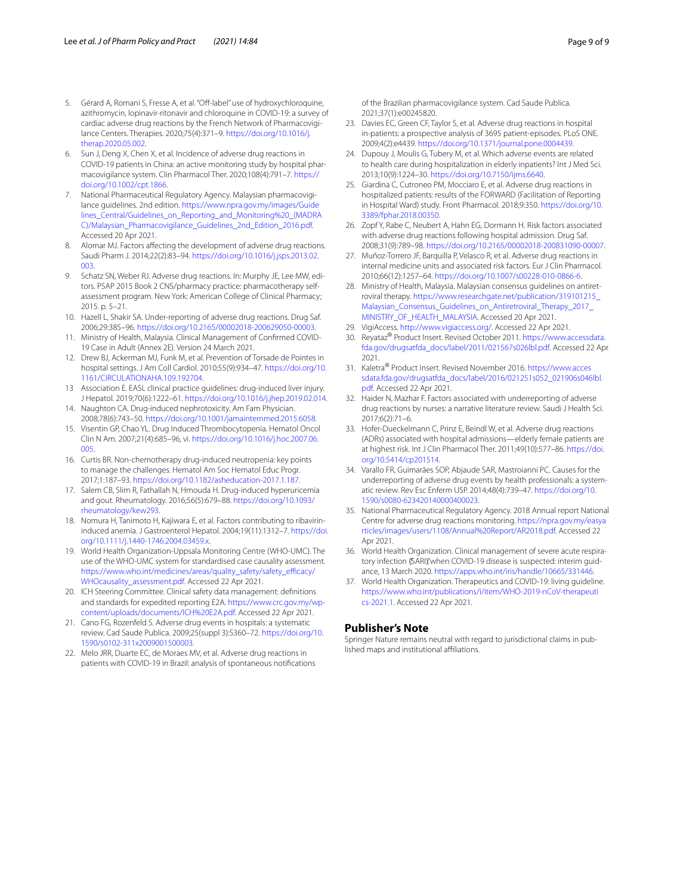5. Gérard A, Romani S, Fresse A, et al. "Off-label" use of hydroxychloroquine, azithromycin, lopinavir-ritonavir and chloroquine in COVID-19: a survey of cardiac adverse drug reactions by the French Network of Pharmacovigilance Centers. Therapies. 2020;75(4):371–9. https://doi.org/10.1016/j.therap.2020.05.002.
6. Sun J, Deng X, Chen X, et al. Incidence of adverse drug reactions in COVID-19 patients in China: an active monitoring study by hospital pharmacovigilance system. Clin Pharmacol Ther. 2020;108(4):791–7. https://doi.org/10.1002/cpt.1866.
7. National Pharmaceutical Regulatory Agency. Malaysian pharmacovigilance guidelines. 2nd edition. https://www.npra.gov.my/images/Guidelines_Central/Guidelines_on_Reporting_and_Monitoring%20_(MADRAC)/Malaysian_Pharmacovigilance_Guidelines_2nd_Edition_2016.pdf. Accessed 20 Apr 2021.
8. Alomar MJ. Factors affecting the development of adverse drug reactions. Saudi Pharm J. 2014;22(2):83–94. https://doi.org/10.1016/j.jsps.2013.02.003.
9. Schatz SN, Weber RJ. Adverse drug reactions. In: Murphy JE, Lee MW, editors. PSAP 2015 Book 2 CNS/pharmacy practice: pharmacotherapy self-assessment program. New York: American College of Clinical Pharmacy; 2015. p. 5–21.
10. Hazell L, Shakir SA. Under-reporting of adverse drug reactions. Drug Saf. 2006;29:385–96. https://doi.org/10.2165/00002018-200629050-00003.
11. Ministry of Health, Malaysia. Clinical Management of Confirmed COVID-19 Case in Adult (Annex 2E). Version 24 March 2021.
12. Drew BJ, Ackerman MJ, Funk M, et al. Prevention of Torsade de Pointes in hospital settings. J Am Coll Cardiol. 2010;55(9):934–47. https://doi.org/10.1161/CIRCULATIONAHA.109.192704.
13. Association E. EASL clinical practice guidelines: drug-induced liver injury. J Hepatol. 2019;70(6):1222–61. https://doi.org/10.1016/j.jhep.2019.02.014.
14. Naughton CA. Drug-induced nephrotoxicity. Am Fam Physician. 2008;78(6):743–50. https://doi.org/10.1001/jamainternmed.2015.6058.
15. Visentin GP, Chao YL. Drug Induced Thrombocytopenia. Hematol Oncol Clin N Am. 2007;21(4):685–96, vi. https://doi.org/10.1016/j.hoc.2007.06.005.
16. Curtis BR. Non-chemotherapy drug-induced neutropenia: key points to manage the challenges. Hematol Am Soc Hematol Educ Progr. 2017;1:187–93. https://doi.org/10.1182/asheducation-2017.1.187.
17. Salem CB, Slim R, Fathallah N, Hmouda H. Drug-induced hyperuricemia and gout. Rheumatology. 2016;56(5):679–88. https://doi.org/10.1093/rheumatology/kew293.
18. Nomura H, Tanimoto H, Kajiwara E, et al. Factors contributing to ribavirin-induced anemia. J Gastroenterol Hepatol. 2004;19(11):1312–7. https://doi.org/10.1111/j.1440-1746.2004.03459.x.
19. World Health Organization-Uppsala Monitoring Centre (WHO-UMC). The use of the WHO-UMC system for standardised case causality assessment. https://www.who.int/medicines/areas/quality_safety/safety_efficacy/WHOcausality_assessment.pdf. Accessed 22 Apr 2021.
20. ICH Steering Committee. Clinical safety data management: definitions and standards for expedited reporting E2A. https://www.crc.gov.my/wp-content/uploads/documents/ICH%20E2A.pdf. Accessed 22 Apr 2021.
21. Cano FG, Rozenfeld S. Adverse drug events in hospitals: a systematic review. Cad Saude Publica. 2009;25(suppl 3):S360–72. https://doi.org/10.1590/s0102-311x2009001500003.
22. Melo JRR, Duarte EC, de Moraes MV, et al. Adverse drug reactions in patients with COVID-19 in Brazil: analysis of spontaneous notifications of the Brazilian pharmacovigilance system. Cad Saude Publica. 2021;37(1):e00245820.
23. Davies EC, Green CF, Taylor S, et al. Adverse drug reactions in hospital in-patients: a prospective analysis of 3695 patient-episodes. PLoS ONE. 2009;4(2):e4439. https://doi.org/10.1371/journal.pone.0004439.
24. Dupouy J, Moulis G, Tubery M, et al. Which adverse events are related to health care during hospitalization in elderly inpatients? Int J Med Sci. 2013;10(9):1224–30. https://doi.org/10.7150/ijms.6640.
25. Giardina C, Cutroneo PM, Mocciaro E, et al. Adverse drug reactions in hospitalized patients: results of the FORWARD (Facilitation of Reporting in Hospital Ward) study. Front Pharmacol. 2018;9:350. https://doi.org/10.3389/fphar.2018.00350.
26. Zopf Y, Rabe C, Neubert A, Hahn EG, Dormann H. Risk factors associated with adverse drug reactions following hospital admission. Drug Saf. 2008;31(9):789–98. https://doi.org/10.2165/00002018-200831090-00007.
27. Muñoz-Torrero JF, Barquilla P, Velasco R, et al. Adverse drug reactions in internal medicine units and associated risk factors. Eur J Clin Pharmacol. 2010;66(12):1257–64. https://doi.org/10.1007/s00228-010-0866-6.
28. Ministry of Health, Malaysia. Malaysian consensus guidelines on antiretroviral therapy. https://www.researchgate.net/publication/319101215_Malaysian_Consensus_Guidelines_on_Antiretroviral_Therapy_2017_MINISTRY_OF_HEALTH_MALAYSIA. Accessed 20 Apr 2021.
29. VigiAccess. http://www.vigiaccess.org/. Accessed 22 Apr 2021.
30. Reyataz® Product Insert. Revised October 2011. https://www.accessdata.fda.gov/drugsatfda_docs/label/2011/021567s026lbl.pdf. Accessed 22 Apr 2021.
31. Kaletra® Product Insert. Revised November 2016. https://www.accessdata.fda.gov/drugsatfda_docs/label/2016/021251s052_021906s046lbl.pdf. Accessed 22 Apr 2021.
32. Haider N, Mazhar F. Factors associated with underreporting of adverse drug reactions by nurses: a narrative literature review. Saudi J Health Sci. 2017;6(2):71–6.
33. Hofer-Dueckelmann C, Prinz E, Beindl W, et al. Adverse drug reactions (ADRs) associated with hospital admissions—elderly female patients are at highest risk. Int J Clin Pharmacol Ther. 2011;49(10):577–86. https://doi.org/10.5414/cp201514.
34. Varallo FR, Guimarães SOP, Abjaude SAR, Mastroianni PC. Causes for the underreporting of adverse drug events by health professionals: a systematic review. Rev Esc Enferm USP. 2014;48(4):739–47. https://doi.org/10.1590/s0080-623420140000400023.
35. National Pharmaceutical Regulatory Agency. 2018 Annual report National Centre for adverse drug reactions monitoring. https://npra.gov.my/easyarticles/images/users/1108/Annual%20Report/AR2018.pdf. Accessed 22 Apr 2021.
36. World Health Organization. Clinical management of severe acute respiratory infection (SARI)when COVID-19 disease is suspected: interim guidance, 13 March 2020. https://apps.who.int/iris/handle/10665/331446.
37. World Health Organization. Therapeutics and COVID-19: living guideline. https://www.who.int/publications/i/item/WHO-2019-nCoV-therapeutics-2021.1. Accessed 22 Apr 2021.

## Publisher's Note

Springer Nature remains neutral with regard to jurisdictional claims in published maps and institutional affiliations.